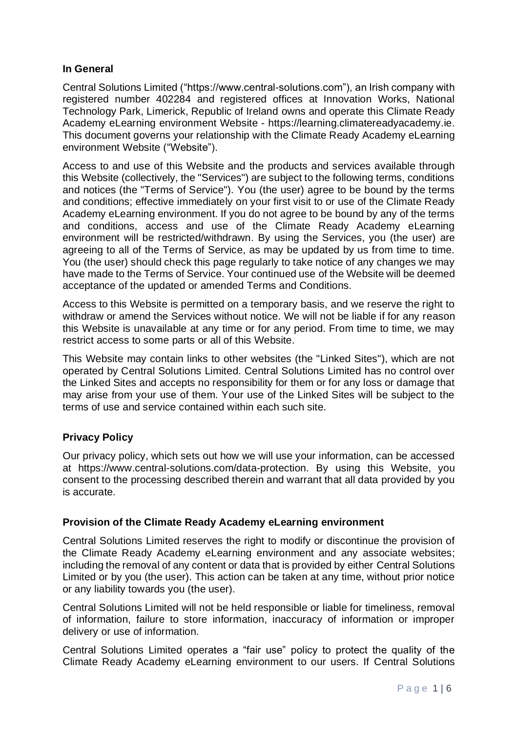## In General

Central Solutions Limited ("https://www.central-solutions.com"), an Irish company with registered number 402284 and registered offices at Innovation Works, National Technology Park, Limerick, Republic of Ireland owns and operate this Climate Ready Academy eLearning environment Website - https://learning.climatereadyacademy.ie. This document governs your relationship with the Climate Ready Academy eLearning environment Website ("Website").

Access to and use of this Website and the products and services available through this Website (collectively, the "Services") are subject to the following terms, conditions and notices (the "Terms of Service"). You (the user) agree to be bound by the terms and conditions; effective immediately on your first visit to or use of the Climate Ready Academy eLearning environment. If you do not agree to be bound by any of the terms and conditions, access and use of the Climate Ready Academy eLearning environment will be restricted/withdrawn. By using the Services, you (the user) are agreeing to all of the Terms of Service, as may be updated by us from time to time. You (the user) should check this page regularly to take notice of any changes we may have made to the Terms of Service. Your continued use of the Website will be deemed acceptance of the updated or amended Terms and Conditions.

Access to this Website is permitted on a temporary basis, and we reserve the right to withdraw or amend the Services without notice. We will not be liable if for any reason this Website is unavailable at any time or for any period. From time to time, we may restrict access to some parts or all of this Website.

This Website may contain links to other websites (the "Linked Sites"), which are not operated by Central Solutions Limited. Central Solutions Limited has no control over the Linked Sites and accepts no responsibility for them or for any loss or damage that may arise from your use of them. Your use of the Linked Sites will be subject to the terms of use and service contained within each such site.

## Privacy Policy

Our privacy policy, which sets out how we will use your information, can be accessed at https://www.central-solutions.com/data-protection. By using this Website, you consent to the processing described therein and warrant that all data provided by you is accurate.

## Provision of the Climate Ready Academy eLearning environment

Central Solutions Limited reserves the right to modify or discontinue the provision of the Climate Ready Academy eLearning environment and any associate websites; including the removal of any content or data that is provided by either Central Solutions Limited or by you (the user). This action can be taken at any time, without prior notice or any liability towards you (the user).

Central Solutions Limited will not be held responsible or liable for timeliness, removal of information, failure to store information, inaccuracy of information or improper delivery or use of information.

Central Solutions Limited operates a "fair use" policy to protect the quality of the Climate Ready Academy eLearning environment to our users. If Central Solutions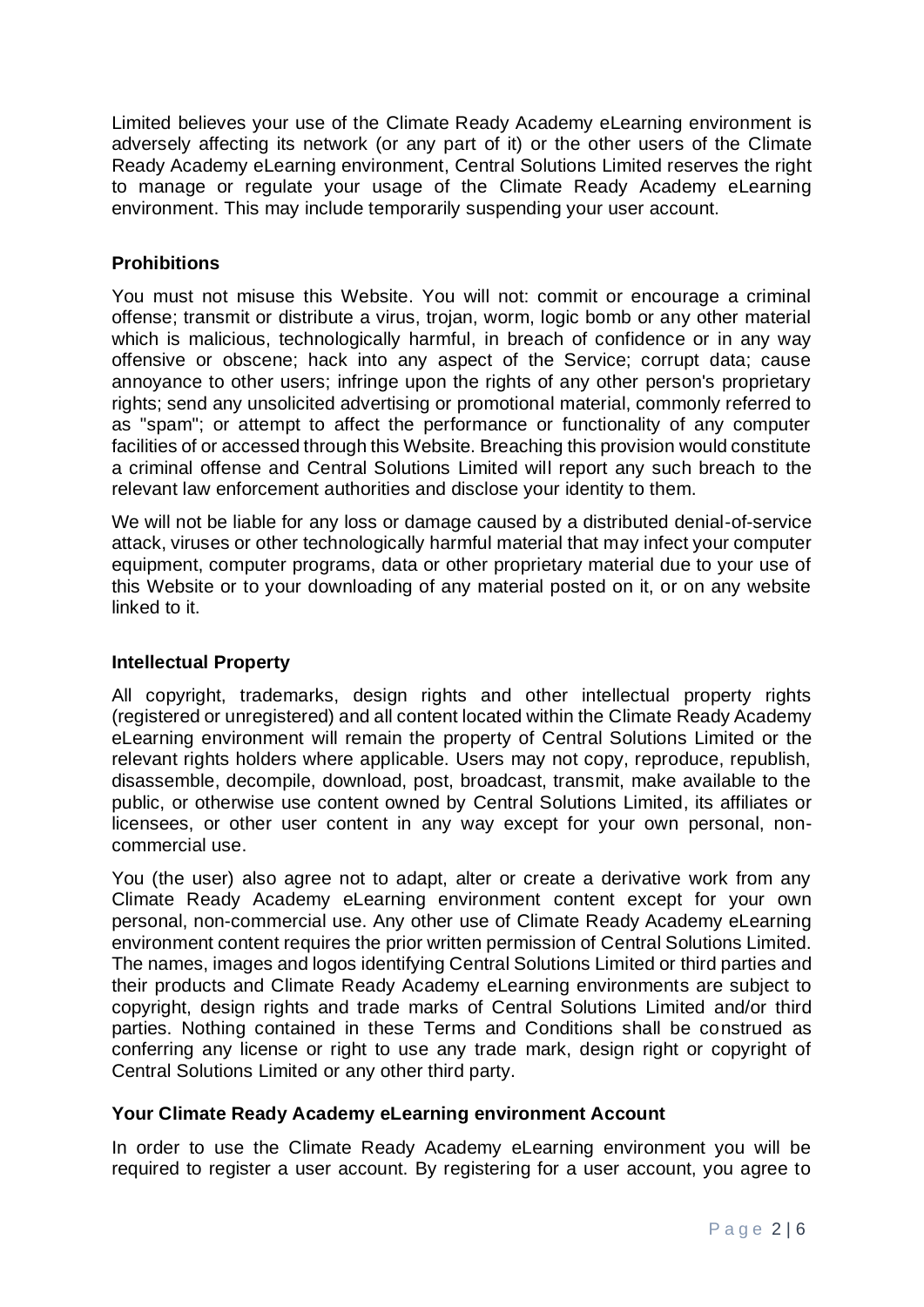Limited believes your use of the Climate Ready Academy eLearning environment is adversely affecting its network (or any part of it) or the other users of the Climate Ready Academy eLearning environment, Central Solutions Limited reserves the right to manage or regulate your usage of the Climate Ready Academy eLearning environment. This may include temporarily suspending your user account.

### Prohibitions

You must not misuse this Website. You will not: commit or encourage a criminal offense; transmit or distribute a virus, trojan, worm, logic bomb or any other material which is malicious, technologically harmful, in breach of confidence or in any way offensive or obscene; hack into any aspect of the Service; corrupt data; cause annoyance to other users; infringe upon the rights of any other person's proprietary rights; send any unsolicited advertising or promotional material, commonly referred to as "spam"; or attempt to affect the performance or functionality of any computer facilities of or accessed through this Website. Breaching this provision would constitute a criminal offense and Central Solutions Limited will report any such breach to the relevant law enforcement authorities and disclose your identity to them.

We will not be liable for any loss or damage caused by a distributed denial-of-service attack, viruses or other technologically harmful material that may infect your computer equipment, computer programs, data or other proprietary material due to your use of this Website or to your downloading of any material posted on it, or on any website linked to it.

### Intellectual Property

All copyright, trademarks, design rights and other intellectual property rights (registered or unregistered) and all content located within the Climate Ready Academy eLearning environment will remain the property of Central Solutions Limited or the relevant rights holders where applicable. Users may not copy, reproduce, republish, disassemble, decompile, download, post, broadcast, transmit, make available to the public, or otherwise use content owned by Central Solutions Limited, its affiliates or licensees, or other user content in any way except for your own personal, non-commercial use.

You (the user) also agree not to adapt, alter or create a derivative work from any Climate Ready Academy eLearning environment content except for your own personal, non-commercial use. Any other use of Climate Ready Academy eLearning environment content requires the prior written permission of Central Solutions Limited. The names, images and logos identifying Central Solutions Limited or third parties and their products and Climate Ready Academy eLearning environments are subject to copyright, design rights and trade marks of Central Solutions Limited and/or third parties. Nothing contained in these Terms and Conditions shall be construed as conferring any license or right to use any trade mark, design right or copyright of Central Solutions Limited or any other third party.

### Your Climate Ready Academy eLearning environment Account

In order to use the Climate Ready Academy eLearning environment you will be required to register a user account. By registering for a user account, you agree to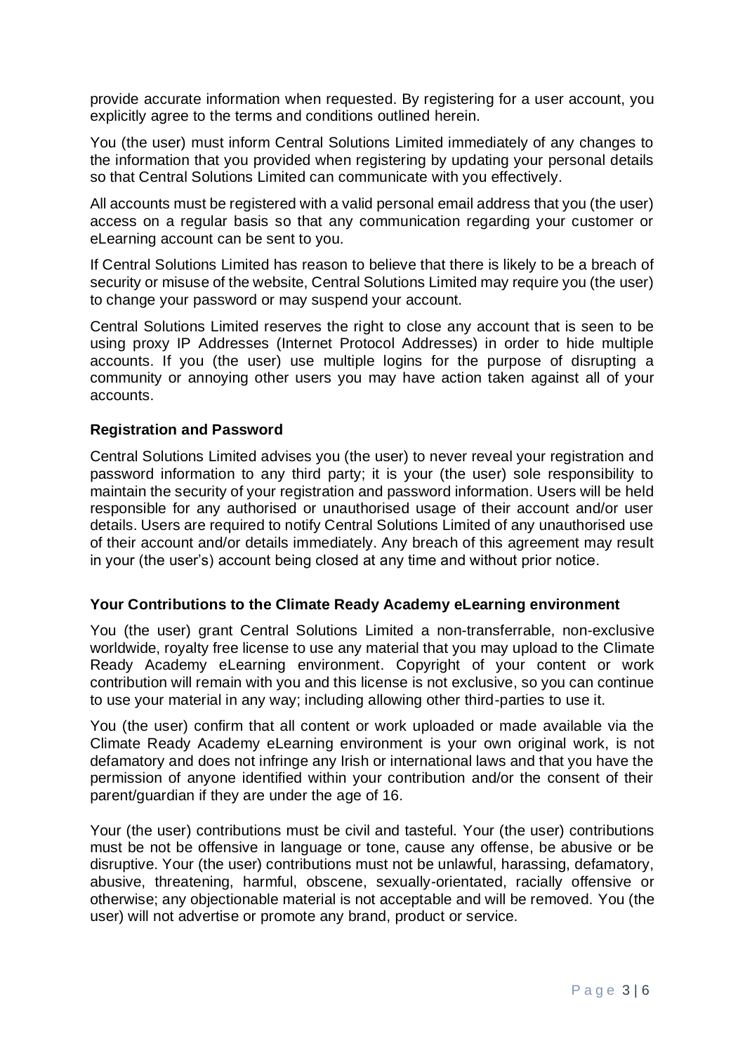provide accurate information when requested. By registering for a user account, you explicitly agree to the terms and conditions outlined herein.

You (the user) must inform Central Solutions Limited immediately of any changes to the information that you provided when registering by updating your personal details so that Central Solutions Limited can communicate with you effectively.

All accounts must be registered with a valid personal email address that you (the user) access on a regular basis so that any communication regarding your customer or eLearning account can be sent to you.

If Central Solutions Limited has reason to believe that there is likely to be a breach of security or misuse of the website, Central Solutions Limited may require you (the user) to change your password or may suspend your account.

Central Solutions Limited reserves the right to close any account that is seen to be using proxy IP Addresses (Internet Protocol Addresses) in order to hide multiple accounts. If you (the user) use multiple logins for the purpose of disrupting a community or annoying other users you may have action taken against all of your accounts.

### Registration and Password

Central Solutions Limited advises you (the user) to never reveal your registration and password information to any third party; it is your (the user) sole responsibility to maintain the security of your registration and password information. Users will be held responsible for any authorised or unauthorised usage of their account and/or user details. Users are required to notify Central Solutions Limited of any unauthorised use of their account and/or details immediately. Any breach of this agreement may result in your (the user's) account being closed at any time and without prior notice.

### Your Contributions to the Climate Ready Academy eLearning environment

You (the user) grant Central Solutions Limited a non-transferrable, non-exclusive worldwide, royalty free license to use any material that you may upload to the Climate Ready Academy eLearning environment. Copyright of your content or work contribution will remain with you and this license is not exclusive, so you can continue to use your material in any way; including allowing other third-parties to use it.

You (the user) confirm that all content or work uploaded or made available via the Climate Ready Academy eLearning environment is your own original work, is not defamatory and does not infringe any Irish or international laws and that you have the permission of anyone identified within your contribution and/or the consent of their parent/guardian if they are under the age of 16.

Your (the user) contributions must be civil and tasteful. Your (the user) contributions must be not be offensive in language or tone, cause any offense, be abusive or be disruptive. Your (the user) contributions must not be unlawful, harassing, defamatory, abusive, threatening, harmful, obscene, sexually-orientated, racially offensive or otherwise; any objectionable material is not acceptable and will be removed. You (the user) will not advertise or promote any brand, product or service.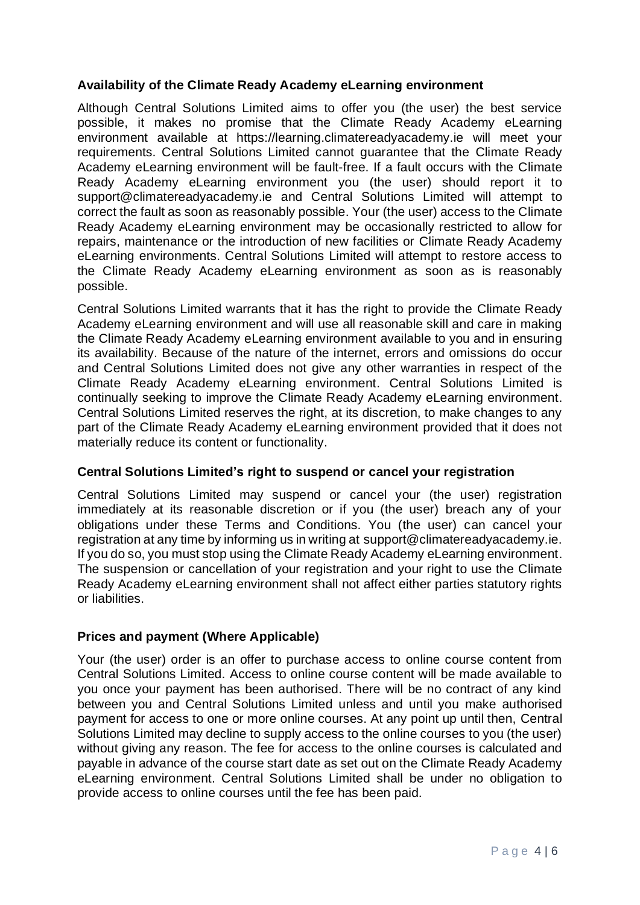### Availability of the Climate Ready Academy eLearning environment

Although Central Solutions Limited aims to offer you (the user) the best service possible, it makes no promise that the Climate Ready Academy eLearning environment available at https://learning.climatereadyacademy.ie will meet your requirements. Central Solutions Limited cannot guarantee that the Climate Ready Academy eLearning environment will be fault-free. If a fault occurs with the Climate Ready Academy eLearning environment you (the user) should report it to support@climatereadyacademy.ie and Central Solutions Limited will attempt to correct the fault as soon as reasonably possible. Your (the user) access to the Climate Ready Academy eLearning environment may be occasionally restricted to allow for repairs, maintenance or the introduction of new facilities or Climate Ready Academy eLearning environments. Central Solutions Limited will attempt to restore access to the Climate Ready Academy eLearning environment as soon as is reasonably possible.

Central Solutions Limited warrants that it has the right to provide the Climate Ready Academy eLearning environment and will use all reasonable skill and care in making the Climate Ready Academy eLearning environment available to you and in ensuring its availability. Because of the nature of the internet, errors and omissions do occur and Central Solutions Limited does not give any other warranties in respect of the Climate Ready Academy eLearning environment. Central Solutions Limited is continually seeking to improve the Climate Ready Academy eLearning environment. Central Solutions Limited reserves the right, at its discretion, to make changes to any part of the Climate Ready Academy eLearning environment provided that it does not materially reduce its content or functionality.

### Central Solutions Limited's right to suspend or cancel your registration

Central Solutions Limited may suspend or cancel your (the user) registration immediately at its reasonable discretion or if you (the user) breach any of your obligations under these Terms and Conditions. You (the user) can cancel your registration at any time by informing us in writing at support@climatereadyacademy.ie. If you do so, you must stop using the Climate Ready Academy eLearning environment. The suspension or cancellation of your registration and your right to use the Climate Ready Academy eLearning environment shall not affect either parties statutory rights or liabilities.

### Prices and payment (Where Applicable)

Your (the user) order is an offer to purchase access to online course content from Central Solutions Limited. Access to online course content will be made available to you once your payment has been authorised. There will be no contract of any kind between you and Central Solutions Limited unless and until you make authorised payment for access to one or more online courses. At any point up until then, Central Solutions Limited may decline to supply access to the online courses to you (the user) without giving any reason. The fee for access to the online courses is calculated and payable in advance of the course start date as set out on the Climate Ready Academy eLearning environment. Central Solutions Limited shall be under no obligation to provide access to online courses until the fee has been paid.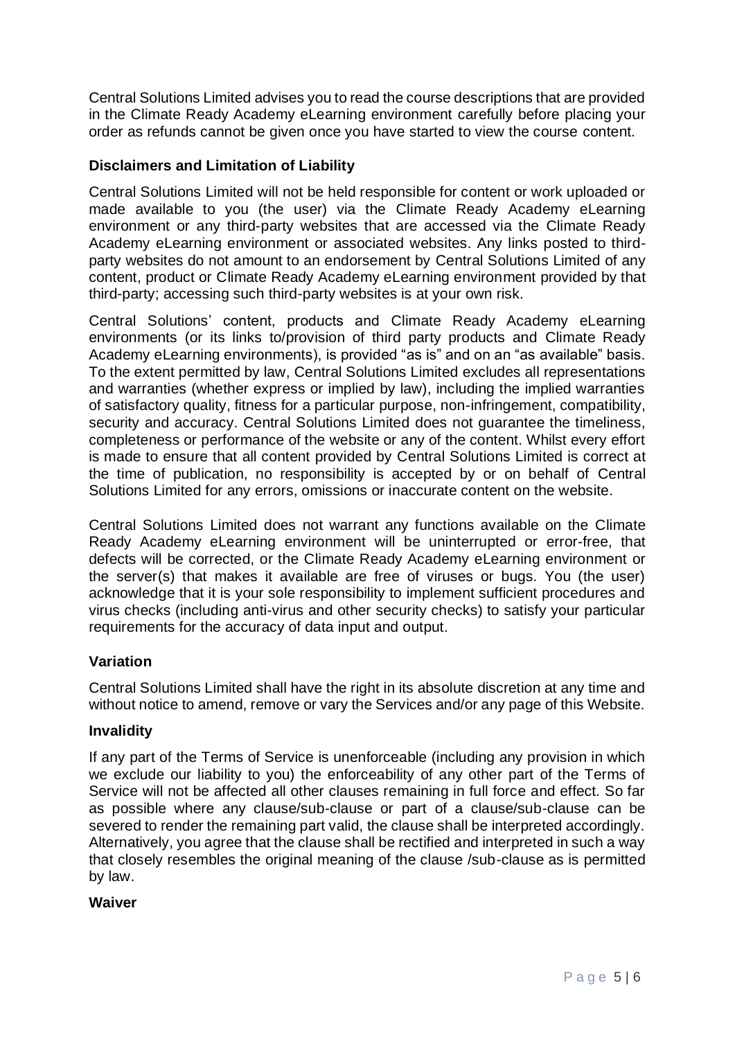Central Solutions Limited advises you to read the course descriptions that are provided in the Climate Ready Academy eLearning environment carefully before placing your order as refunds cannot be given once you have started to view the course content.

**Disclaimers and Limitation of Liability**

Central Solutions Limited will not be held responsible for content or work uploaded or made available to you (the user) via the Climate Ready Academy eLearning environment or any third-party websites that are accessed via the Climate Ready Academy eLearning environment or associated websites. Any links posted to third-party websites do not amount to an endorsement by Central Solutions Limited of any content, product or Climate Ready Academy eLearning environment provided by that third-party; accessing such third-party websites is at your own risk.

Central Solutions' content, products and Climate Ready Academy eLearning environments (or its links to/provision of third party products and Climate Ready Academy eLearning environments), is provided "as is" and on an "as available" basis. To the extent permitted by law, Central Solutions Limited excludes all representations and warranties (whether express or implied by law), including the implied warranties of satisfactory quality, fitness for a particular purpose, non-infringement, compatibility, security and accuracy. Central Solutions Limited does not guarantee the timeliness, completeness or performance of the website or any of the content. Whilst every effort is made to ensure that all content provided by Central Solutions Limited is correct at the time of publication, no responsibility is accepted by or on behalf of Central Solutions Limited for any errors, omissions or inaccurate content on the website.

Central Solutions Limited does not warrant any functions available on the Climate Ready Academy eLearning environment will be uninterrupted or error-free, that defects will be corrected, or the Climate Ready Academy eLearning environment or the server(s) that makes it available are free of viruses or bugs. You (the user) acknowledge that it is your sole responsibility to implement sufficient procedures and virus checks (including anti-virus and other security checks) to satisfy your particular requirements for the accuracy of data input and output.

**Variation**

Central Solutions Limited shall have the right in its absolute discretion at any time and without notice to amend, remove or vary the Services and/or any page of this Website.

**Invalidity**

If any part of the Terms of Service is unenforceable (including any provision in which we exclude our liability to you) the enforceability of any other part of the Terms of Service will not be affected all other clauses remaining in full force and effect. So far as possible where any clause/sub-clause or part of a clause/sub-clause can be severed to render the remaining part valid, the clause shall be interpreted accordingly. Alternatively, you agree that the clause shall be rectified and interpreted in such a way that closely resembles the original meaning of the clause /sub-clause as is permitted by law.

**Waiver**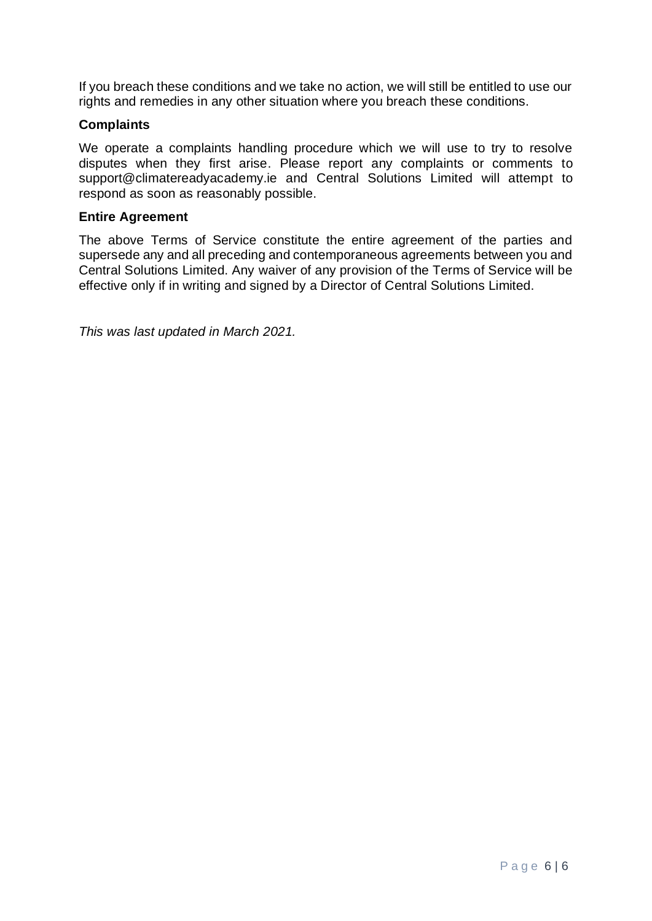If you breach these conditions and we take no action, we will still be entitled to use our rights and remedies in any other situation where you breach these conditions.

**Complaints**

We operate a complaints handling procedure which we will use to try to resolve disputes when they first arise. Please report any complaints or comments to support@climatereadyacademy.ie and Central Solutions Limited will attempt to respond as soon as reasonably possible.

**Entire Agreement**

The above Terms of Service constitute the entire agreement of the parties and supersede any and all preceding and contemporaneous agreements between you and Central Solutions Limited. Any waiver of any provision of the Terms of Service will be effective only if in writing and signed by a Director of Central Solutions Limited.

*This was last updated in March 2021.*